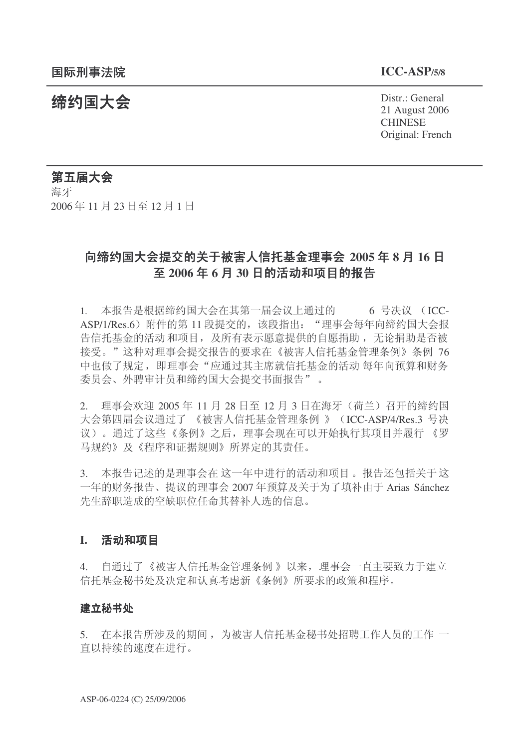国际刑事法院 **ICC-ASP/5/8**

# 缔约国大会

Distr.: General
21 August 2006
CHINESE
Original: French

## 第五届大会

海牙
2006 年 11 月 23 日至 12 月 1 日

## 向缔约国大会提交的关于被害人信托基金理事会 2005 年 8 月 16 日至 2006 年 6 月 30 日的活动和项目的报告

1. 本报告是根据缔约国大会在其第一届会议上通过的 6 号决议（ICC-ASP/1/Res.6）附件的第 11 段提交的，该段指出："理事会每年向缔约国大会报告信托基金的活动和项目，及所有表示愿意提供的自愿捐助，无论捐助是否被接受。"这种对理事会提交报告的要求在《被害人信托基金管理条例》条例 76 中也做了规定，即理事会"应通过其主席就信托基金的活动每年向预算和财务委员会、外聘审计员和缔约国大会提交书面报告"。

2. 理事会欢迎 2005 年 11 月 28 日至 12 月 3 日在海牙（荷兰）召开的缔约国大会第四届会议通过了《被害人信托基金管理条例》（ICC-ASP/4/Res.3 号决议）。通过了这些《条例》之后，理事会现在可以开始执行其项目并履行《罗马规约》及《程序和证据规则》所界定的其责任。

3. 本报告记述的是理事会在这一年中进行的活动和项目。报告还包括关于这一年的财务报告、提议的理事会 2007 年预算及关于为了填补由于 Arias Sánchez 先生辞职造成的空缺职位任命其替补人选的信息。

## I. 活动和项目

4. 自通过了《被害人信托基金管理条例》以来，理事会一直主要致力于建立信托基金秘书处及决定和认真考虑新《条例》所要求的政策和程序。

### 建立秘书处

5. 在本报告所涉及的期间，为被害人信托基金秘书处招聘工作人员的工作一直以持续的速度在进行。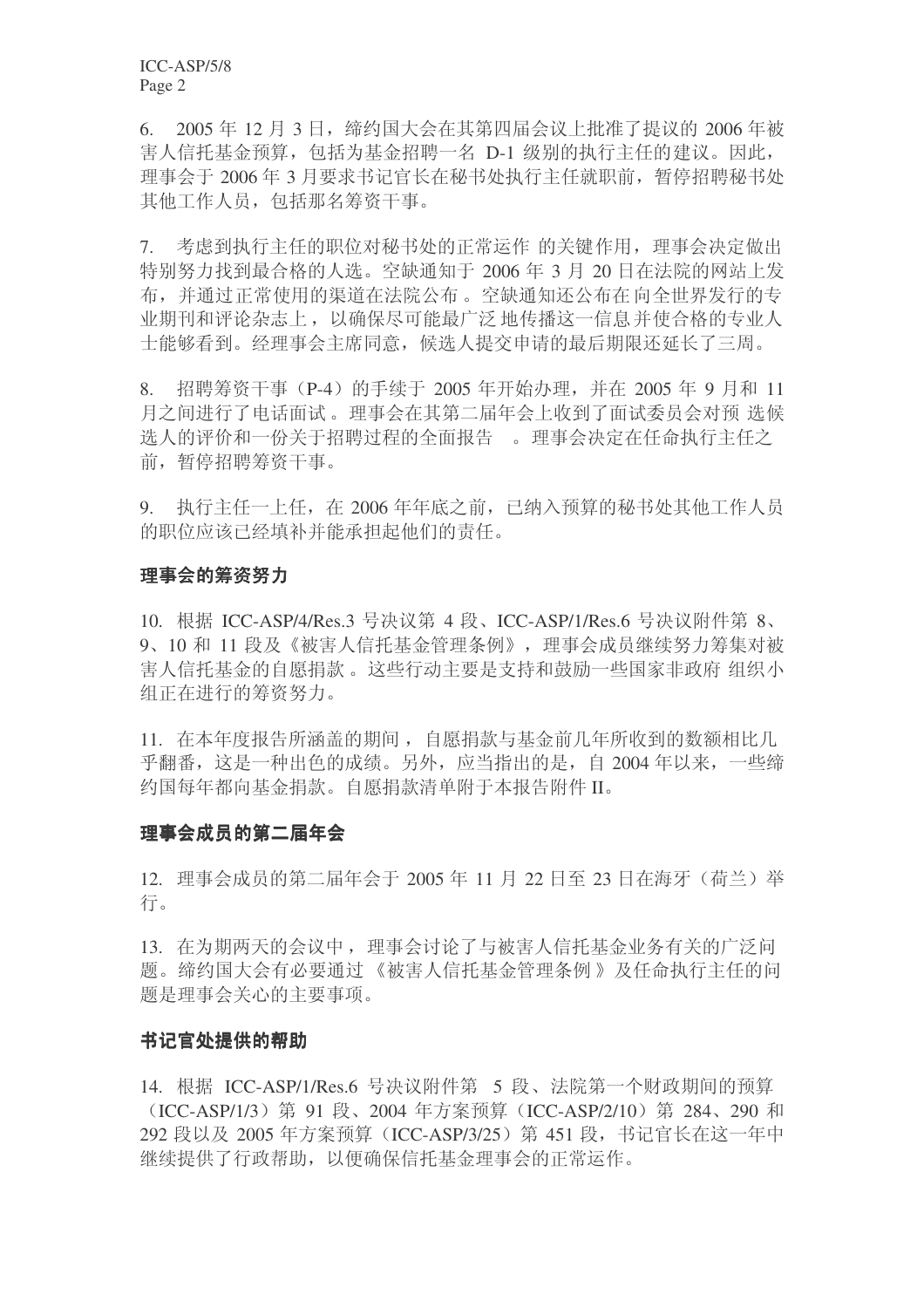6. 2005 年 12 月 3 日，缔约国大会在其第四届会议上批准了提议的 2006 年被害人信托基金预算，包括为基金招聘一名 D-1 级别的执行主任的建议。因此，理事会于 2006 年 3 月要求书记官长在秘书处执行主任就职前，暂停招聘秘书处其他工作人员，包括那名筹资干事。

7. 考虑到执行主任的职位对秘书处的正常运作 的关键作用，理事会决定做出特别努力找到最合格的人选。空缺通知于 2006 年 3 月 20 日在法院的网站上发布，并通过正常使用的渠道在法院公布 。空缺通知还公布在 向全世界发行的专业期刊和评论杂志上 ，以确保尽可能最广泛 地传播这一信息并使合格的专业人士能够看到。经理事会主席同意，候选人提交申请的最后期限还延长了三周。

8. 招聘筹资干事（P-4）的手续于 2005 年开始办理，并在 2005 年 9 月和 11 月之间进行了电话面试 。理事会在其第二届年会上收到了面试委员会对预 选候选人的评价和一份关于招聘过程的全面报告 。理事会决定在任命执行主任之前，暂停招聘筹资干事。

9. 执行主任一上任，在 2006 年年底之前，已纳入预算的秘书处其他工作人员的职位应该已经填补并能承担起他们的责任。

### 理事会的筹资努力

10. 根据 ICC-ASP/4/Res.3 号决议第 4 段、ICC-ASP/1/Res.6 号决议附件第 8、9、10 和 11 段及《被害人信托基金管理条例》，理事会成员继续努力筹集对被害人信托基金的自愿捐款 。这些行动主要是支持和鼓励一些国家非政府 组织小组正在进行的筹资努力。

11. 在本年度报告所涵盖的期间 ，自愿捐款与基金前几年所收到的数额相比几乎翻番，这是一种出色的成绩。另外，应当指出的是，自 2004 年以来，一些缔约国每年都向基金捐款。自愿捐款清单附于本报告附件 II。

### 理事会成员的第二届年会

12. 理事会成员的第二届年会于 2005 年 11 月 22 日至 23 日在海牙（荷兰）举行。

13. 在为期两天的会议中 ，理事会讨论了与被害人信托基金业务有关的广泛问题。缔约国大会有必要通过 《被害人信托基金管理条例 》及任命执行主任的问题是理事会关心的主要事项。

### 书记官处提供的帮助

14. 根据 ICC-ASP/1/Res.6 号决议附件第 5 段、法院第一个财政期间的预算（ICC-ASP/1/3）第 91 段、2004 年方案预算（ICC-ASP/2/10）第 284、290 和 292 段以及 2005 年方案预算（ICC-ASP/3/25）第 451 段，书记官长在这一年中继续提供了行政帮助，以便确保信托基金理事会的正常运作。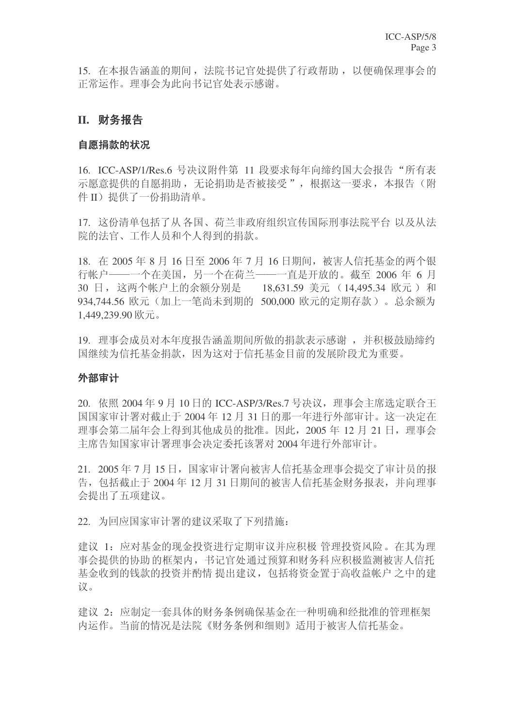15. 在本报告涵盖的期间，法院书记官处提供了行政帮助，以便确保理事会的正常运作。理事会为此向书记官处表示感谢。

## II. 财务报告

### 自愿捐款的状况

16. ICC-ASP/1/Res.6 号决议附件第 11 段要求每年向缔约国大会报告“所有表示愿意提供的自愿捐助，无论捐助是否被接受”，根据这一要求，本报告（附件 II）提供了一份捐助清单。

17. 这份清单包括了从各国、荷兰非政府组织宣传国际刑事法院平台以及从法院的法官、工作人员和个人得到的捐款。

18. 在 2005 年 8 月 16 日至 2006 年 7 月 16 日期间，被害人信托基金的两个银行帐户——一个在美国，另一个在荷兰——一直是开放的。截至 2006 年 6 月 30 日，这两个帐户上的余额分别是 18,631.59 美元（14,495.34 欧元）和 934,744.56 欧元（加上一笔尚未到期的 500,000 欧元的定期存款）。总余额为 1,449,239.90 欧元。

19. 理事会成员对本年度报告涵盖期间所做的捐款表示感谢，并积极鼓励缔约国继续为信托基金捐款，因为这对于信托基金目前的发展阶段尤为重要。

### 外部审计

20. 依照 2004 年 9 月 10 日的 ICC-ASP/3/Res.7 号决议，理事会主席选定联合王国国家审计署对截止于 2004 年 12 月 31 日的那一年进行外部审计。这一决定在理事会第二届年会上得到其他成员的批准。因此，2005 年 12 月 21 日，理事会主席告知国家审计署理事会决定委托该署对 2004 年进行外部审计。

21. 2005 年 7 月 15 日，国家审计署向被害人信托基金理事会提交了审计员的报告，包括截止于 2004 年 12 月 31 日期间的被害人信托基金财务报表，并向理事会提出了五项建议。

22. 为回应国家审计署的建议采取了下列措施：

建议 1：应对基金的现金投资进行定期审议并应积极管理投资风险。在其为理事会提供的协助的框架内，书记官处通过预算和财务科应积极监测被害人信托基金收到的钱款的投资并酌情提出建议，包括将资金置于高收益帐户之中的建议。

建议 2：应制定一套具体的财务条例确保基金在一种明确和经批准的管理框架内运作。当前的情况是法院《财务条例和细则》适用于被害人信托基金。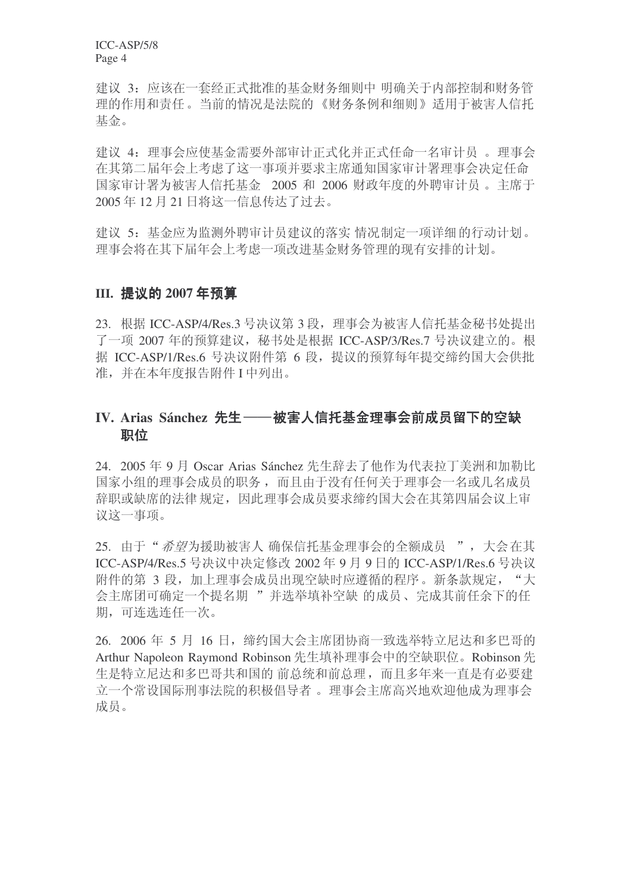建议 3：应该在一套经正式批准的基金财务细则中明确关于内部控制和财务管理的作用和责任。当前的情况是法院的《财务条例和细则》适用于被害人信托基金。

建议 4：理事会应使基金需要外部审计正式化并正式任命一名审计员。理事会在其第二届年会上考虑了这一事项并要求主席通知国家审计署理事会决定任命国家审计署为被害人信托基金 2005 和 2006 财政年度的外聘审计员。主席于 2005 年 12 月 21 日将这一信息传达了过去。

建议 5：基金应为监测外聘审计员建议的落实情况制定一项详细的行动计划。理事会将在其下届年会上考虑一项改进基金财务管理的现有安排的计划。

## III. 提议的 2007 年预算

23. 根据 ICC-ASP/4/Res.3 号决议第 3 段，理事会为被害人信托基金秘书处提出了一项 2007 年的预算建议，秘书处是根据 ICC-ASP/3/Res.7 号决议建立的。根据 ICC-ASP/1/Res.6 号决议附件第 6 段，提议的预算每年提交缔约国大会供批准，并在本年度报告附件 I 中列出。

## IV. Arias Sánchez 先生——被害人信托基金理事会前成员留下的空缺职位

24. 2005 年 9 月 Oscar Arias Sánchez 先生辞去了他作为代表拉丁美洲和加勒比国家小组的理事会成员的职务，而且由于没有任何关于理事会一名或几名成员辞职或缺席的法律规定，因此理事会成员要求缔约国大会在其第四届会议上审议这一事项。

25. 由于"*希望*为援助被害人确保信托基金理事会的全额成员"，大会在其 ICC-ASP/4/Res.5 号决议中决定修改 2002 年 9 月 9 日的 ICC-ASP/1/Res.6 号决议附件的第 3 段，加上理事会成员出现空缺时应遵循的程序。新条款规定，"大会主席团可确定一个提名期"并选举填补空缺的成员、完成其前任余下的任期，可连选连任一次。

26. 2006 年 5 月 16 日，缔约国大会主席团协商一致选举特立尼达和多巴哥的 Arthur Napoleon Raymond Robinson 先生填补理事会中的空缺职位。Robinson 先生是特立尼达和多巴哥共和国的前总统和前总理，而且多年来一直是有必要建立一个常设国际刑事法院的积极倡导者。理事会主席高兴地欢迎他成为理事会成员。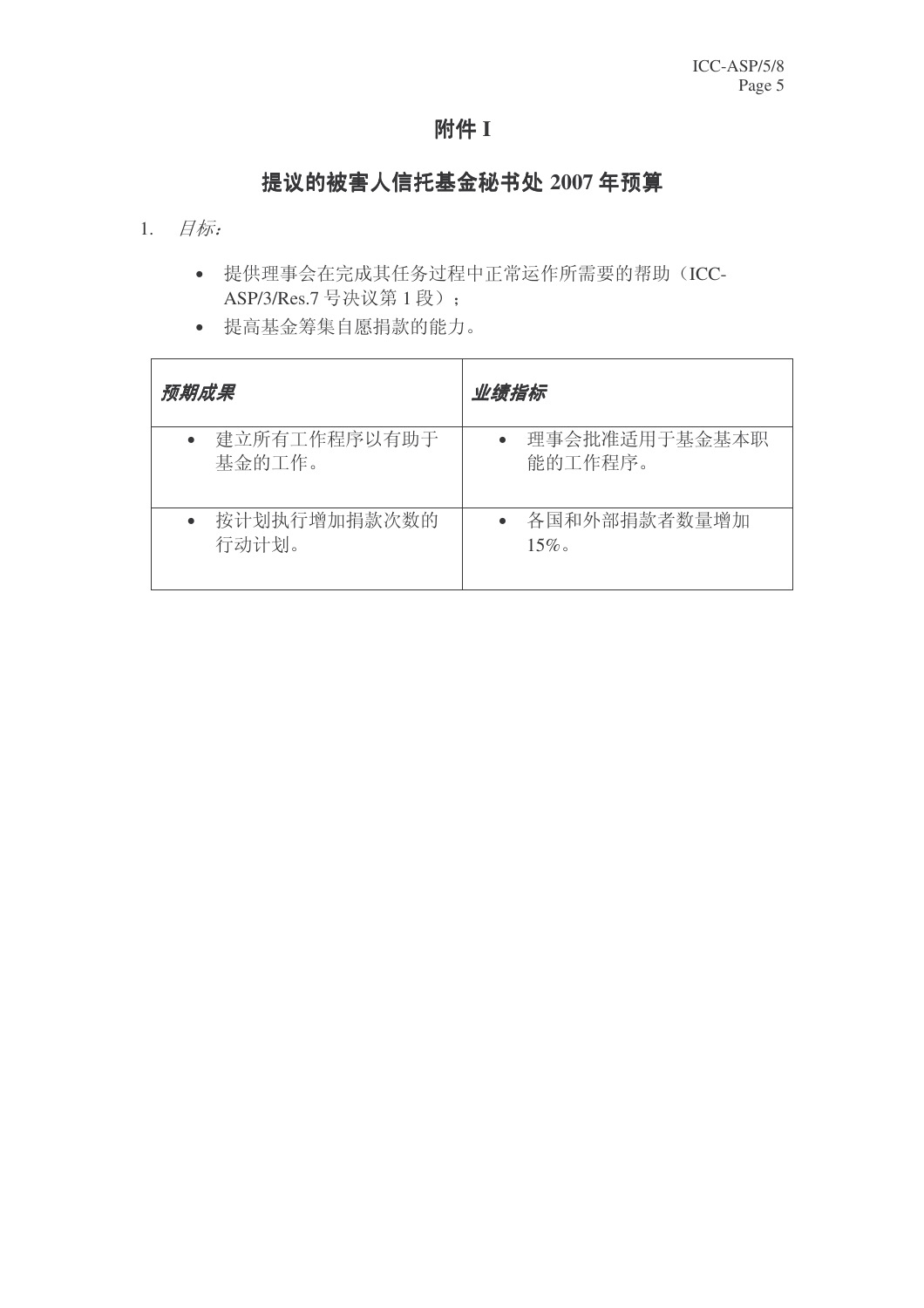# 附件 I

## 提议的被害人信托基金秘书处 2007 年预算

1. *目标：*

   - 提供理事会在完成其任务过程中正常运作所需要的帮助（ICC-ASP/3/Res.7 号决议第 1 段）；
   - 提高基金筹集自愿捐款的能力。

| *预期成果* | *业绩指标* |
|---|---|
| • 建立所有工作程序以有助于基金的工作。 | • 理事会批准适用于基金基本职能的工作程序。 |
| • 按计划执行增加捐款次数的行动计划。 | • 各国和外部捐款者数量增加 15%。 |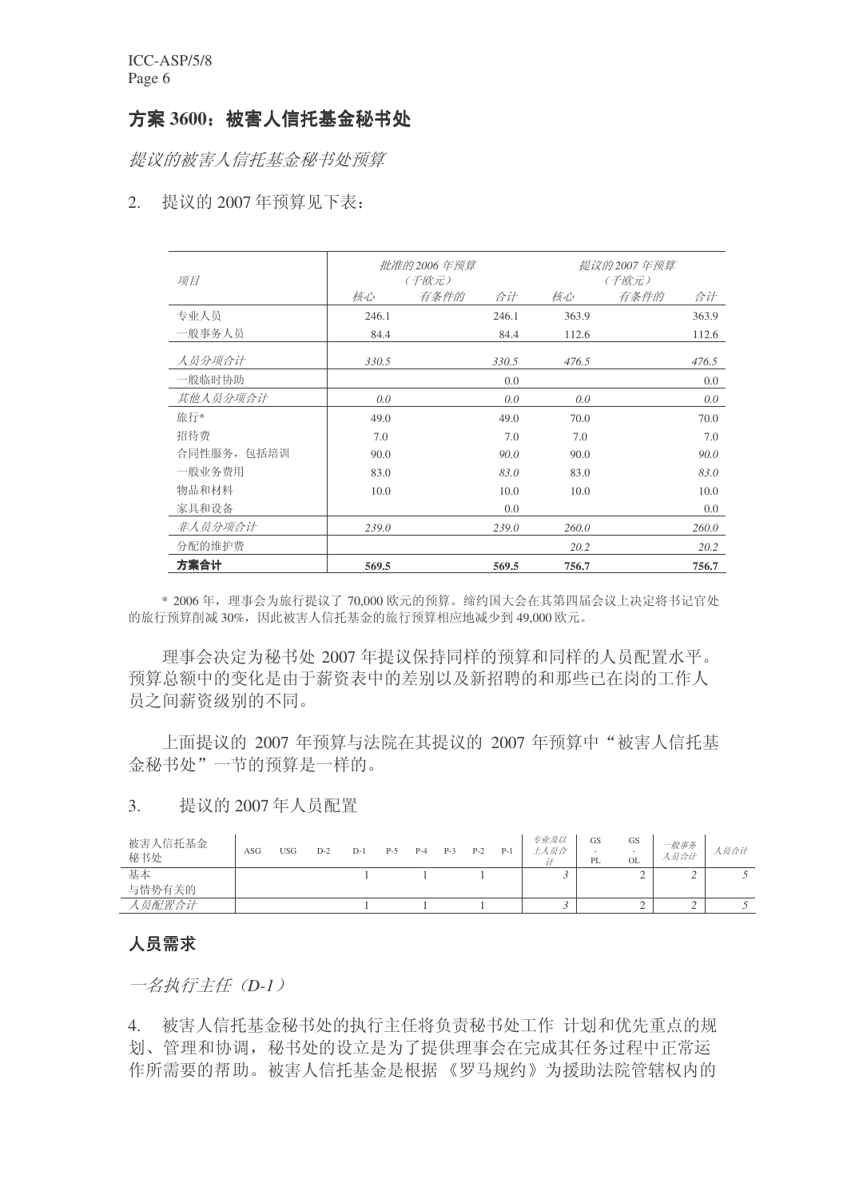## 方案 3600：被害人信托基金秘书处

*提议的被害人信托基金秘书处预算*

2. 提议的 2007 年预算见下表：

| 项目 | 批准的2006 年预算（千欧元） | | | 提议的2007 年预算（千欧元） | | |
|---|---|---|---|---|---|---|
| | 核心 | 有条件的 | 合计 | 核心 | 有条件的 | 合计 |
| 专业人员 | 246.1 | | 246.1 | 363.9 | | 363.9 |
| 一般事务人员 | 84.4 | | 84.4 | 112.6 | | 112.6 |
| *人员分项合计* | *330.5* | | *330.5* | *476.5* | | *476.5* |
| 一般临时协助 | | | 0.0 | | | 0.0 |
| *其他人员分项合计* | *0.0* | | *0.0* | *0.0* | | *0.0* |
| 旅行* | 49.0 | | 49.0 | 70.0 | | 70.0 |
| 招待费 | 7.0 | | 7.0 | 7.0 | | 7.0 |
| 合同性服务，包括培训 | 90.0 | | *90.0* | 90.0 | | *90.0* |
| 一般业务费用 | 83.0 | | *83.0* | 83.0 | | *83.0* |
| 物品和材料 | 10.0 | | 10.0 | 10.0 | | 10.0 |
| 家具和设备 | | | 0.0 | | | 0.0 |
| *非人员分项合计* | *239.0* | | *239.0* | *260.0* | | *260.0* |
| 分配的维护费 | | | | *20.2* | | *20.2* |
| **方案合计** | **569.5** | | **569.5** | **756.7** | | **756.7** |

\* 2006 年，理事会为旅行提议了 70,000 欧元的预算。缔约国大会在其第四届会议上决定将书记官处的旅行预算削减 30%，因此被害人信托基金的旅行预算相应地减少到 49,000 欧元。

理事会决定为秘书处 2007 年提议保持同样的预算和同样的人员配置水平。预算总额中的变化是由于薪资表中的差别以及新招聘的和那些已在岗的工作人员之间薪资级别的不同。

上面提议的 2007 年预算与法院在其提议的 2007 年预算中"被害人信托基金秘书处"一节的预算是一样的。

3. 提议的 2007 年人员配置

| 被害人信托基金秘书处 | ASG | USG | D-2 | D-1 | P-5 | P-4 | P-3 | P-2 | P-1 | 专业及以上人员合计 | GS-PL | GS-OL | 一般事务人员合计 | 人员合计 |
|---|---|---|---|---|---|---|---|---|---|---|---|---|---|---|
| 基本 | | | | 1 | | 1 | | 1 | | *3* | | 2 | *2* | *5* |
| 与情势有关的 | | | | | | | | | | | | | | |
| *人员配置合计* | | | | 1 | | 1 | | 1 | | *3* | | 2 | *2* | *5* |

### 人员需求

*一名执行主任（D-1）*

4. 被害人信托基金秘书处的执行主任将负责秘书处工作 计划和优先重点的规划、管理和协调，秘书处的设立是为了提供理事会在完成其任务过程中正常运作所需要的帮助。被害人信托基金是根据《罗马规约》为援助法院管辖权内的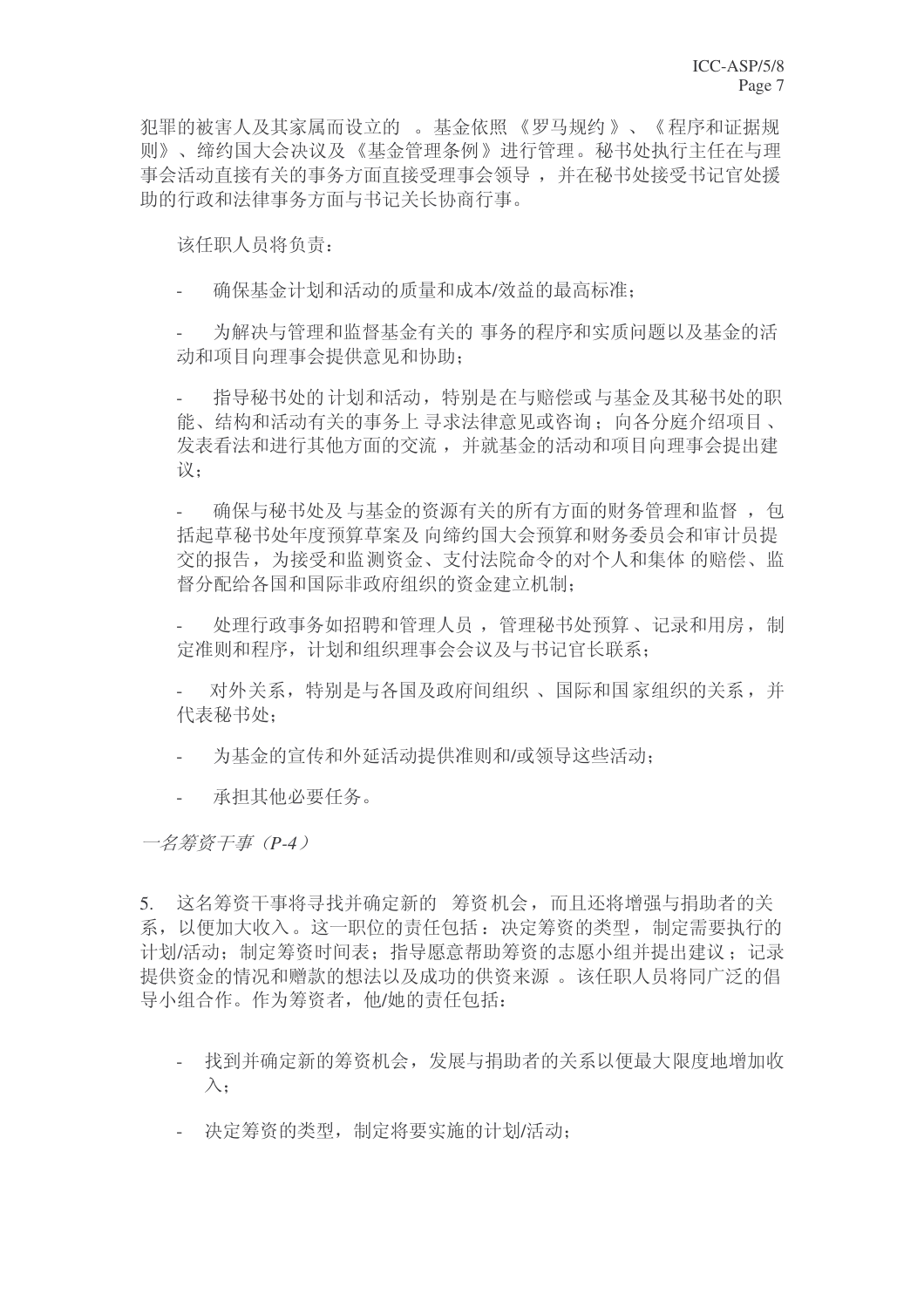犯罪的被害人及其家属而设立的 。基金依照《罗马规约》、《程序和证据规则》、缔约国大会决议及《基金管理条例》进行管理。秘书处执行主任在与理事会活动直接有关的事务方面直接受理事会领导，并在秘书处接受书记官处援助的行政和法律事务方面与书记关长协商行事。

该任职人员将负责：

- 确保基金计划和活动的质量和成本/效益的最高标准；

- 为解决与管理和监督基金有关的 事务的程序和实质问题以及基金的活动和项目向理事会提供意见和协助；

- 指导秘书处的计划和活动，特别是在与赔偿或与基金及其秘书处的职能、结构和活动有关的事务上 寻求法律意见或咨询；向各分庭介绍项目、发表看法和进行其他方面的交流，并就基金的活动和项目向理事会提出建议；

- 确保与秘书处及 与基金的资源有关的所有方面的财务管理和监督，包括起草秘书处年度预算草案及 向缔约国大会预算和财务委员会和审计员提交的报告，为接受和监测资金、支付法院命令的对个人和集体 的赔偿、监督分配给各国和国际非政府组织的资金建立机制；

- 处理行政事务如招聘和管理人员，管理秘书处预算、记录和用房，制定准则和程序，计划和组织理事会会议及与书记官长联系；

- 对外关系，特别是与各国及政府间组织 、国际和国家组织的关系，并代表秘书处；

- 为基金的宣传和外延活动提供准则和/或领导这些活动；

- 承担其他必要任务。

*一名筹资干事（P-4）*

5. 这名筹资干事将寻找并确定新的 筹资机会，而且还将增强与捐助者的关系，以便加大收入。这一职位的责任包括：决定筹资的类型，制定需要执行的计划/活动；制定筹资时间表；指导愿意帮助筹资的志愿小组并提出建议；记录提供资金的情况和赠款的想法以及成功的供资来源 。该任职人员将同广泛的倡导小组合作。作为筹资者，他/她的责任包括：

- 找到并确定新的筹资机会，发展与捐助者的关系以便最大限度地增加收入；

- 决定筹资的类型，制定将要实施的计划/活动；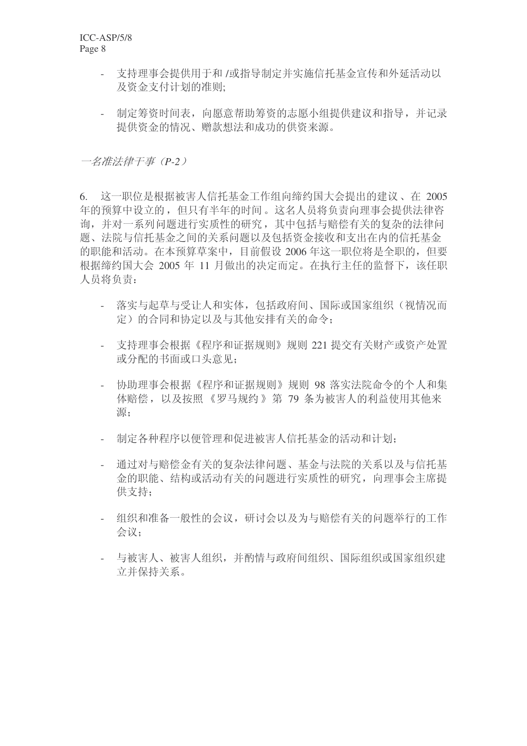- 支持理事会提供用于和 /或指导制定并实施信托基金宣传和外延活动以及资金支付计划的准则;

- 制定筹资时间表，向愿意帮助筹资的志愿小组提供建议和指导，并记录提供资金的情况、赠款想法和成功的供资来源。

*一名准法律干事（P-2）*

6. 这一职位是根据被害人信托基金工作组向缔约国大会提出的建议、在 2005 年的预算中设立的，但只有半年的时间。这名人员将负责向理事会提供法律咨询，并对一系列问题进行实质性的研究，其中包括与赔偿有关的复杂的法律问题、法院与信托基金之间的关系问题以及包括资金接收和支出在内的信托基金的职能和活动。在本预算草案中，目前假设 2006 年这一职位将是全职的，但要根据缔约国大会 2005 年 11 月做出的决定而定。在执行主任的监督下，该任职人员将负责：

- 落实与起草与受让人和实体，包括政府间、国际或国家组织（视情况而定）的合同和协定以及与其他安排有关的命令；

- 支持理事会根据《程序和证据规则》规则 221 提交有关财产或资产处置或分配的书面或口头意见；

- 协助理事会根据《程序和证据规则》规则 98 落实法院命令的个人和集体赔偿，以及按照《罗马规约》第 79 条为被害人的利益使用其他来源；

- 制定各种程序以便管理和促进被害人信托基金的活动和计划；

- 通过对与赔偿金有关的复杂法律问题、基金与法院的关系以及与信托基金的职能、结构或活动有关的问题进行实质性的研究，向理事会主席提供支持；

- 组织和准备一般性的会议，研讨会以及为与赔偿有关的问题举行的工作会议；

- 与被害人、被害人组织，并酌情与政府间组织、国际组织或国家组织建立并保持关系。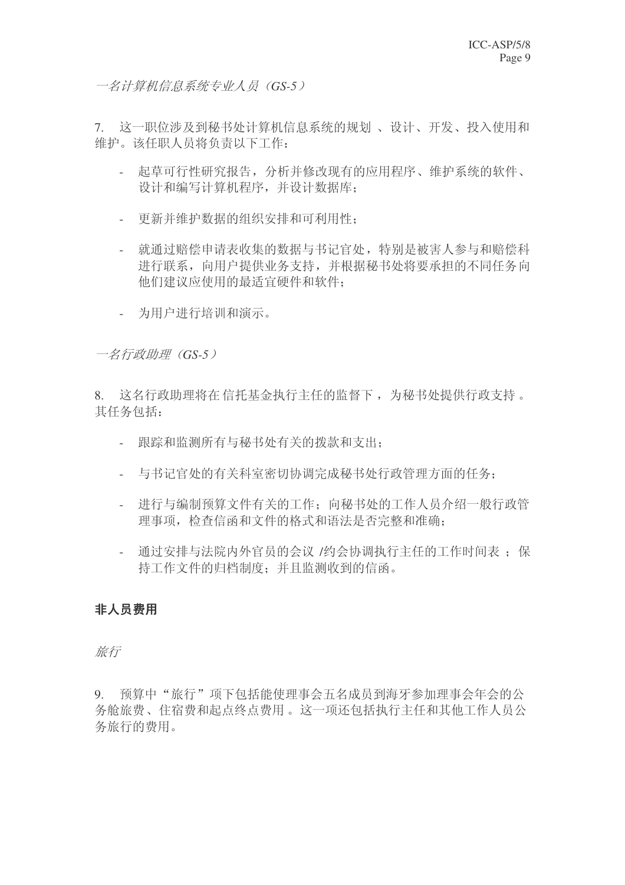*一名计算机信息系统专业人员（GS-5）*

7. 这一职位涉及到秘书处计算机信息系统的规划 、设计、开发、投入使用和维护。该任职人员将负责以下工作：

- 起草可行性研究报告，分析并修改现有的应用程序、维护系统的软件、设计和编写计算机程序，并设计数据库；

- 更新并维护数据的组织安排和可利用性；

- 就通过赔偿申请表收集的数据与书记官处，特别是被害人参与和赔偿科进行联系，向用户提供业务支持，并根据秘书处将要承担的不同任务向他们建议应使用的最适宜硬件和软件；

- 为用户进行培训和演示。

*一名行政助理（GS-5）*

8. 这名行政助理将在 信托基金执行主任的监督下 ，为秘书处提供行政支持 。其任务包括：

- 跟踪和监测所有与秘书处有关的拨款和支出；

- 与书记官处的有关科室密切协调完成秘书处行政管理方面的任务；

- 进行与编制预算文件有关的工作；向秘书处的工作人员介绍一般行政管理事项，检查信函和文件的格式和语法是否完整和准确；

- 通过安排与法院内外官员的会议 /约会协调执行主任的工作时间表 ；保持工作文件的归档制度；并且监测收到的信函。

**非人员费用**

*旅行*

9. 预算中“旅行”项下包括能使理事会五名成员到海牙参加理事会年会的公务舱旅费、住宿费和起点终点费用 。这一项还包括执行主任和其他工作人员公务旅行的费用。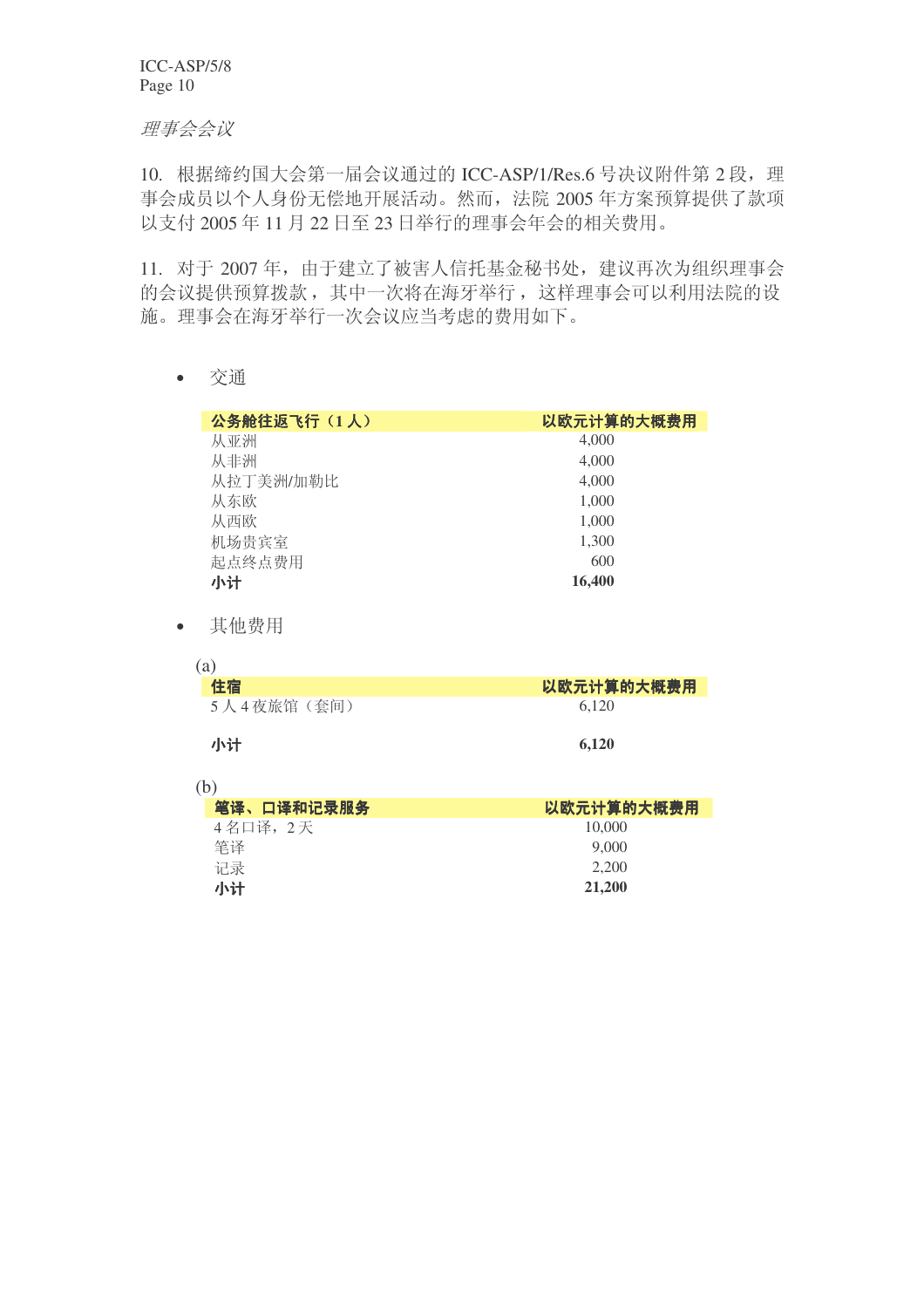*理事会会议*

10. 根据缔约国大会第一届会议通过的 ICC-ASP/1/Res.6 号决议附件第 2 段，理事会成员以个人身份无偿地开展活动。然而，法院 2005 年方案预算提供了款项以支付 2005 年 11 月 22 日至 23 日举行的理事会年会的相关费用。

11. 对于 2007 年，由于建立了被害人信托基金秘书处，建议再次为组织理事会的会议提供预算拨款，其中一次将在海牙举行，这样理事会可以利用法院的设施。理事会在海牙举行一次会议应当考虑的费用如下。

- 交通

| 公务舱往返飞行（1 人） | 以欧元计算的大概费用 |
| --- | --- |
| 从亚洲 | 4,000 |
| 从非洲 | 4,000 |
| 从拉丁美洲/加勒比 | 4,000 |
| 从东欧 | 1,000 |
| 从西欧 | 1,000 |
| 机场贵宾室 | 1,300 |
| 起点终点费用 | 600 |
| **小计** | **16,400** |

- 其他费用

(a)

| 住宿 | 以欧元计算的大概费用 |
| --- | --- |
| 5 人 4 夜旅馆（套间） | 6,120 |
| **小计** | **6,120** |

(b)

| 笔译、口译和记录服务 | 以欧元计算的大概费用 |
| --- | --- |
| 4 名口译，2 天 | 10,000 |
| 笔译 | 9,000 |
| 记录 | 2,200 |
| **小计** | **21,200** |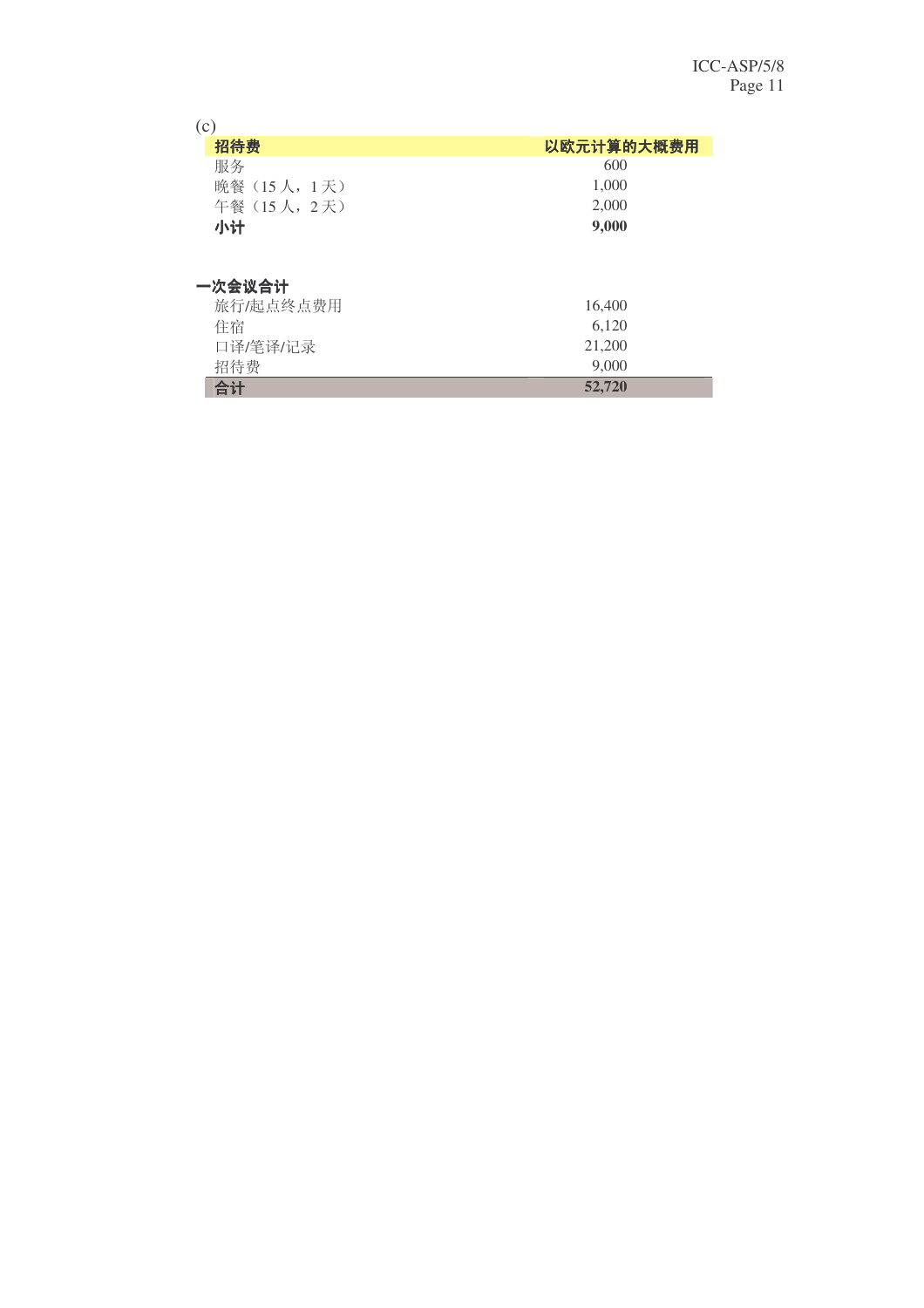(c)

| **招待费** | **以欧元计算的大概费用** |
|---|---|
| 服务 | 600 |
| 晚餐（15 人，1 天） | 1,000 |
| 午餐（15 人，2 天） | 2,000 |
| **小计** | **9,000** |

**一次会议合计**

| | |
|---|---|
| 旅行/起点终点费用 | 16,400 |
| 住宿 | 6,120 |
| 口译/笔译/记录 | 21,200 |
| 招待费 | 9,000 |
| **合计** | **52,720** |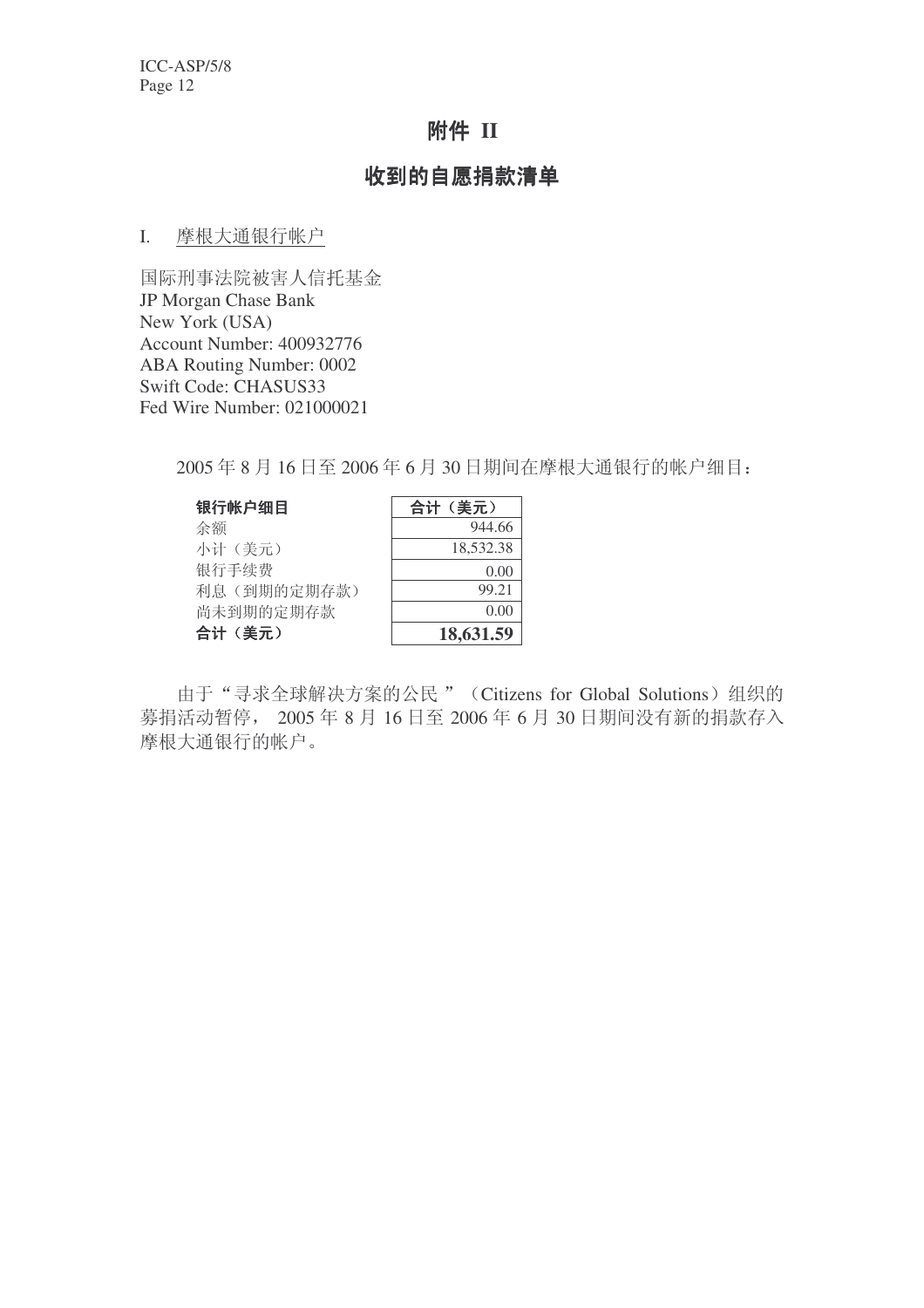# 附件 II

## 收到的自愿捐款清单

I. 摩根大通银行帐户

国际刑事法院被害人信托基金
JP Morgan Chase Bank
New York (USA)
Account Number: 400932776
ABA Routing Number: 0002
Swift Code: CHASUS33
Fed Wire Number: 021000021

2005 年 8 月 16 日至 2006 年 6 月 30 日期间在摩根大通银行的帐户细目：

| **银行帐户细目** | **合计（美元）** |
|---|---:|
| 余额 | 944.66 |
| 小计（美元） | 18,532.38 |
| 银行手续费 | 0.00 |
| 利息（到期的定期存款） | 99.21 |
| 尚未到期的定期存款 | 0.00 |
| **合计（美元）** | **18,631.59** |

由于“寻求全球解决方案的公民”（Citizens for Global Solutions）组织的募捐活动暂停， 2005 年 8 月 16 日至 2006 年 6 月 30 日期间没有新的捐款存入摩根大通银行的帐户。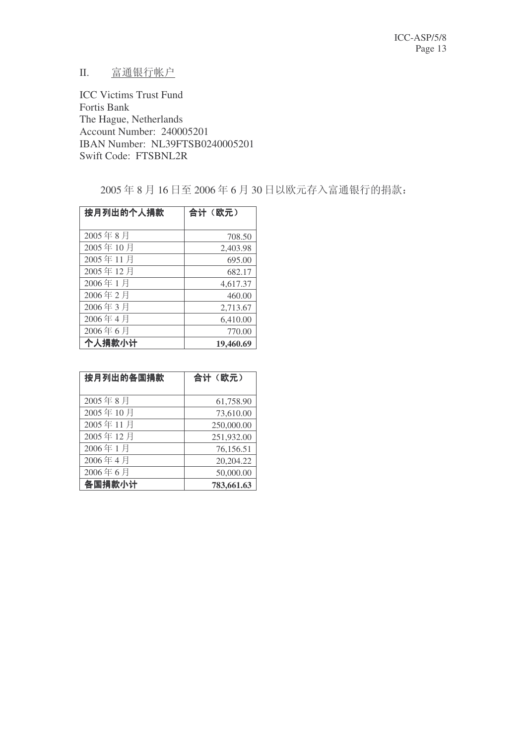## II. 富通银行帐户

ICC Victims Trust Fund
Fortis Bank
The Hague, Netherlands
Account Number: 240005201
IBAN Number: NL39FTSB0240005201
Swift Code: FTSBNL2R

2005 年 8 月 16 日至 2006 年 6 月 30 日以欧元存入富通银行的捐款：

| **按月列出的个人捐款** | **合计（欧元）** |
| --- | --- |
| 2005 年 8 月 | 708.50 |
| 2005 年 10 月 | 2,403.98 |
| 2005 年 11 月 | 695.00 |
| 2005 年 12 月 | 682.17 |
| 2006 年 1 月 | 4,617.37 |
| 2006 年 2 月 | 460.00 |
| 2006 年 3 月 | 2,713.67 |
| 2006 年 4 月 | 6,410.00 |
| 2006 年 6 月 | 770.00 |
| **个人捐款小计** | **19,460.69** |

| **按月列出的各国捐款** | **合计（欧元）** |
| --- | --- |
| 2005 年 8 月 | 61,758.90 |
| 2005 年 10 月 | 73,610.00 |
| 2005 年 11 月 | 250,000.00 |
| 2005 年 12 月 | 251,932.00 |
| 2006 年 1 月 | 76,156.51 |
| 2006 年 4 月 | 20,204.22 |
| 2006 年 6 月 | 50,000.00 |
| **各国捐款小计** | **783,661.63** |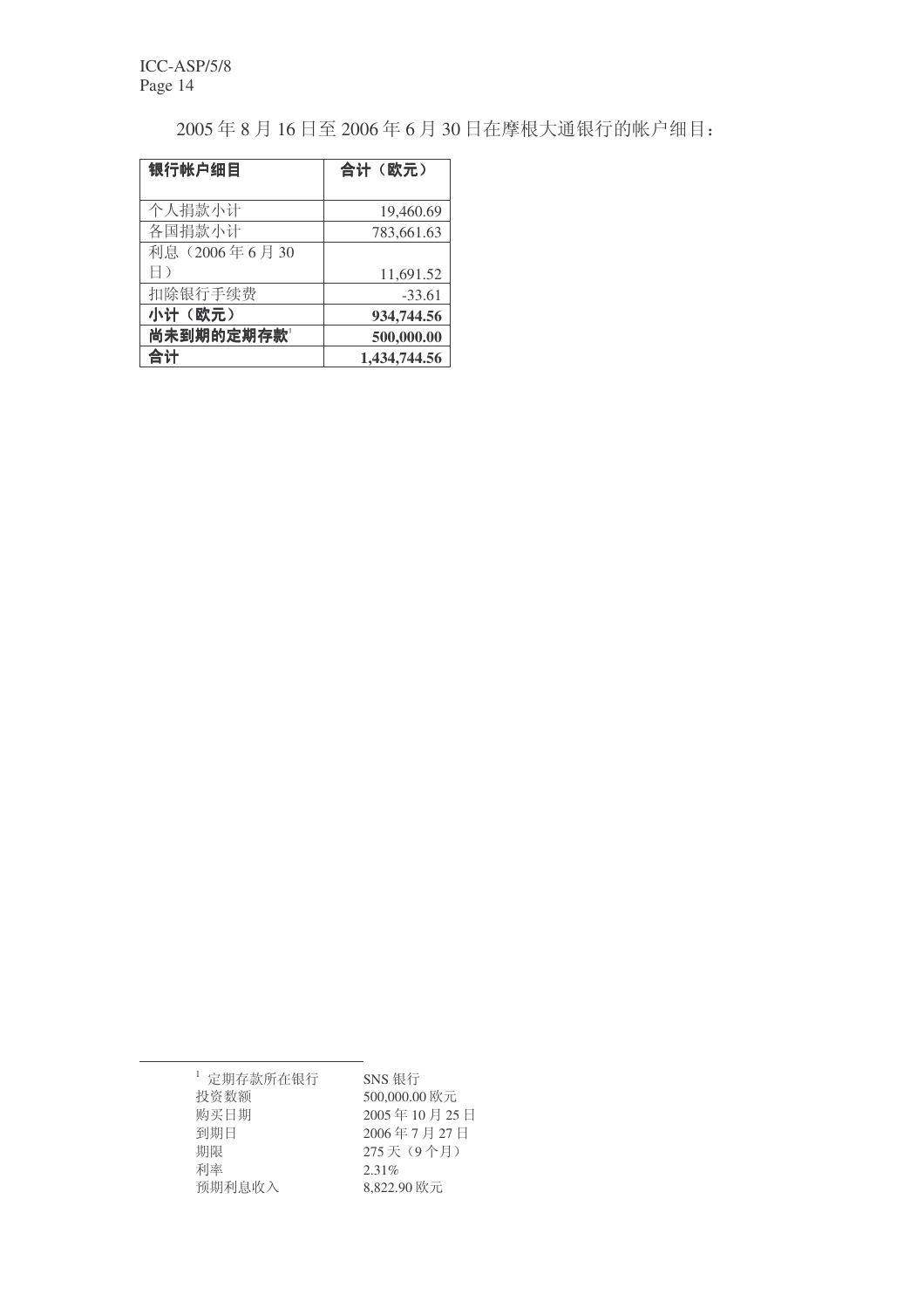2005 年 8 月 16 日至 2006 年 6 月 30 日在摩根大通银行的帐户细目：

| **银行帐户细目** | **合计（欧元）** |
|---|---:|
| 个人捐款小计 | 19,460.69 |
| 各国捐款小计 | 783,661.63 |
| 利息（2006 年 6 月 30 日） | 11,691.52 |
| 扣除银行手续费 | -33.61 |
| **小计（欧元）** | **934,744.56** |
| **尚未到期的定期存款**[1] | **500,000.00** |
| **合计** | **1,434,744.56** |

---

[1]
| | |
|---|---|
| 定期存款所在银行 | SNS 银行 |
| 投资数额 | 500,000.00 欧元 |
| 购买日期 | 2005 年 10 月 25 日 |
| 到期日 | 2006 年 7 月 27 日 |
| 期限 | 275 天（9 个月） |
| 利率 | 2.31% |
| 预期利息收入 | 8,822.90 欧元 |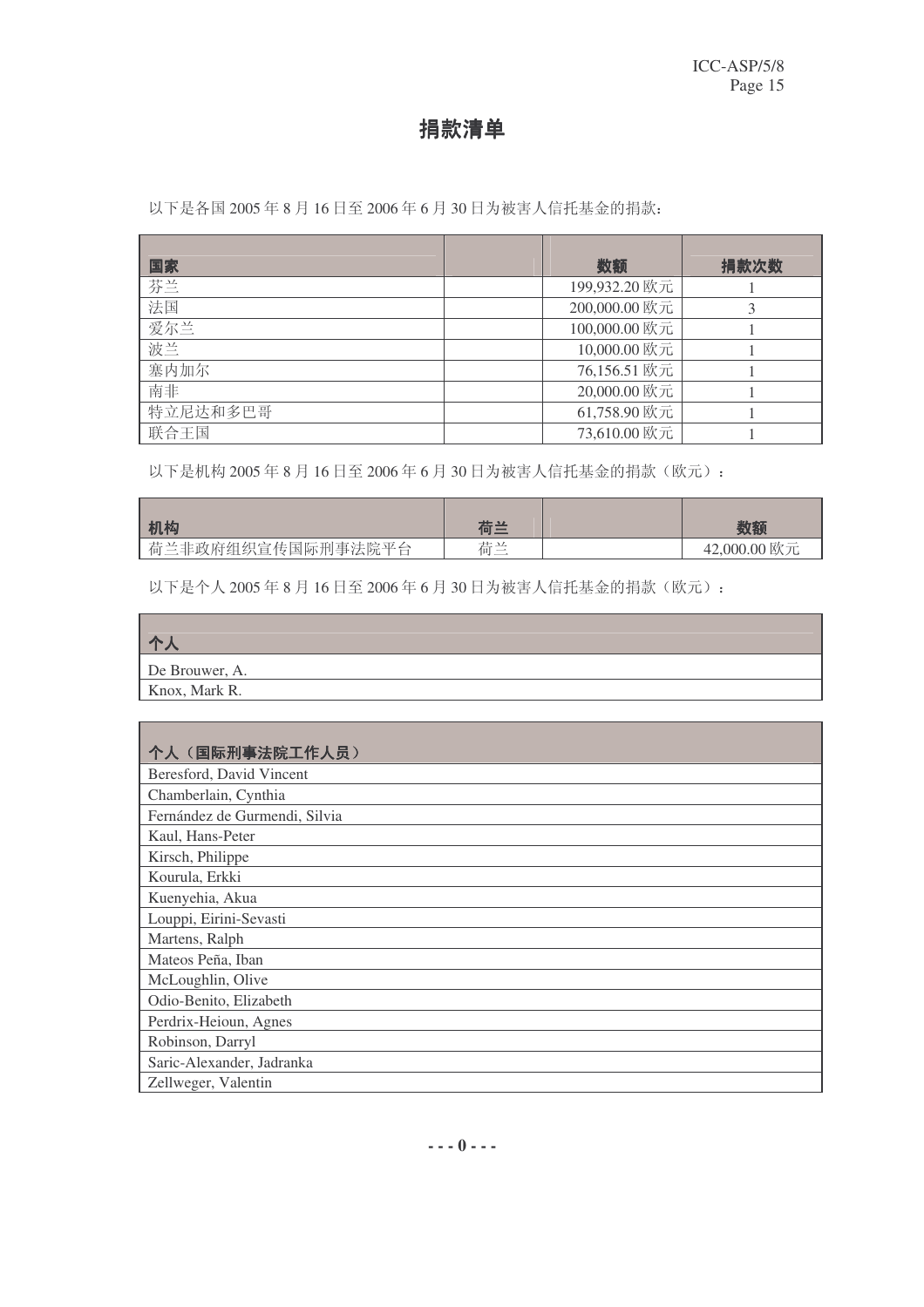# 捐款清单

以下是各国 2005 年 8 月 16 日至 2006 年 6 月 30 日为被害人信托基金的捐款：

| 国家 | | 数额 | 捐款次数 |
|---|---|---|---|
| 芬兰 | | 199,932.20 欧元 | 1 |
| 法国 | | 200,000.00 欧元 | 3 |
| 爱尔兰 | | 100,000.00 欧元 | 1 |
| 波兰 | | 10,000.00 欧元 | 1 |
| 塞内加尔 | | 76,156.51 欧元 | 1 |
| 南非 | | 20,000.00 欧元 | 1 |
| 特立尼达和多巴哥 | | 61,758.90 欧元 | 1 |
| 联合王国 | | 73,610.00 欧元 | 1 |

以下是机构 2005 年 8 月 16 日至 2006 年 6 月 30 日为被害人信托基金的捐款（欧元）：

| 机构 | 荷兰 | | 数额 |
|---|---|---|---|
| 荷兰非政府组织宣传国际刑事法院平台 | 荷兰 | | 42,000.00 欧元 |

以下是个人 2005 年 8 月 16 日至 2006 年 6 月 30 日为被害人信托基金的捐款（欧元）：

| 个人 |
|---|
| De Brouwer, A. |
| Knox, Mark R. |

| 个人（国际刑事法院工作人员） |
|---|
| Beresford, David Vincent |
| Chamberlain, Cynthia |
| Fernández de Gurmendi, Silvia |
| Kaul, Hans-Peter |
| Kirsch, Philippe |
| Kourula, Erkki |
| Kuenyehia, Akua |
| Louppi, Eirini-Sevasti |
| Martens, Ralph |
| Mateos Peña, Iban |
| McLoughlin, Olive |
| Odio-Benito, Elizabeth |
| Perdrix-Heioun, Agnes |
| Robinson, Darryl |
| Saric-Alexander, Jadranka |
| Zellweger, Valentin |

- - - 0 - - -